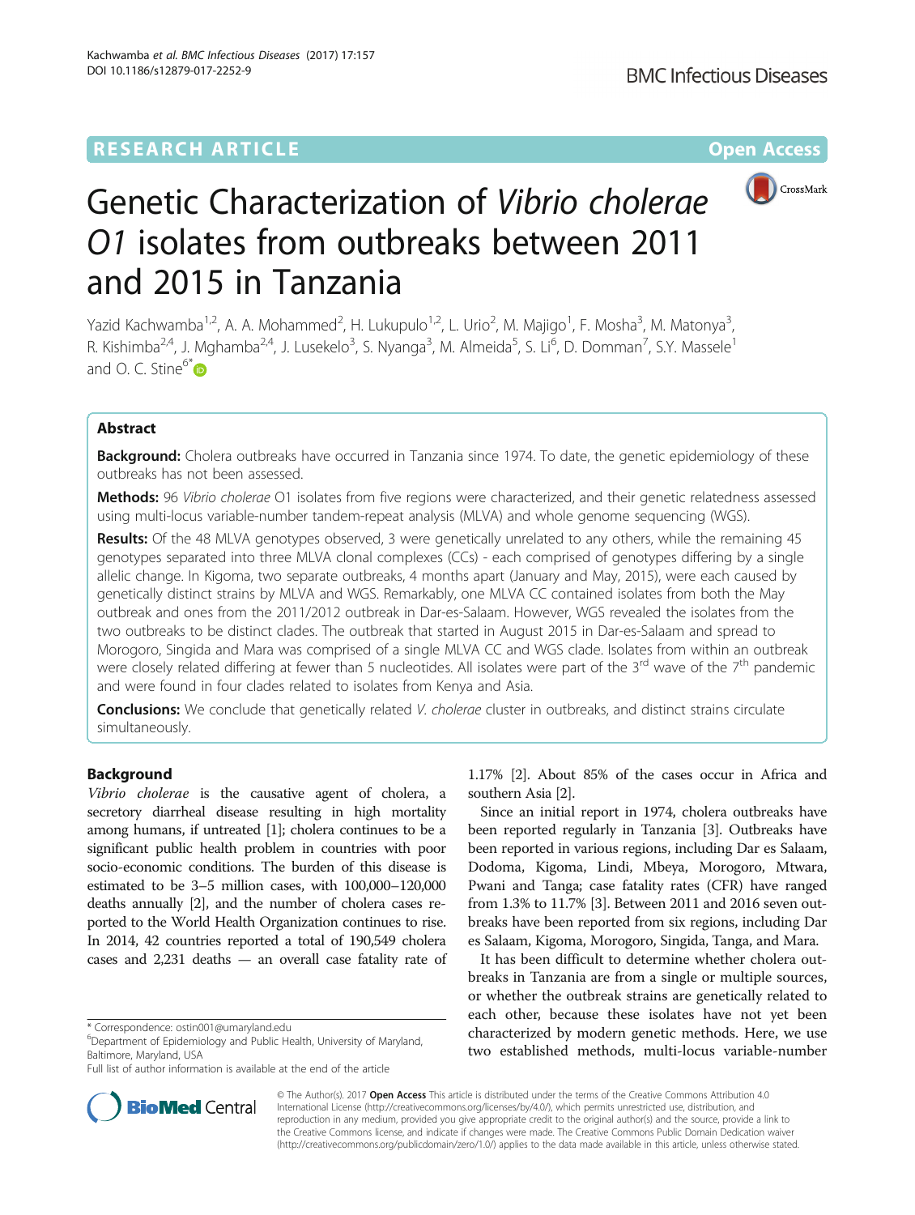**RESEARCH ARTICLE** **Open Access**

# Genetic Characterization of *Vibrio cholerae* O1 isolates from outbreaks between 2011 and 2015 in Tanzania

Yazid Kachwamba[1,2], A. A. Mohammed[2], H. Lukupulo[1,2], L. Urio[2], M. Majigo[1], F. Mosha[3], M. Matonya[3], R. Kishimba[2,4], J. Mghamba[2,4], J. Lusekelo[3], S. Nyanga[3], M. Almeida[5], S. Li[6], D. Domman[7], S.Y. Massele[1] and O. C. Stine[6*]

## Abstract

**Background:** Cholera outbreaks have occurred in Tanzania since 1974. To date, the genetic epidemiology of these outbreaks has not been assessed.

**Methods:** 96 *Vibrio cholerae* O1 isolates from five regions were characterized, and their genetic relatedness assessed using multi-locus variable-number tandem-repeat analysis (MLVA) and whole genome sequencing (WGS).

**Results:** Of the 48 MLVA genotypes observed, 3 were genetically unrelated to any others, while the remaining 45 genotypes separated into three MLVA clonal complexes (CCs) - each comprised of genotypes differing by a single allelic change. In Kigoma, two separate outbreaks, 4 months apart (January and May, 2015), were each caused by genetically distinct strains by MLVA and WGS. Remarkably, one MLVA CC contained isolates from both the May outbreak and ones from the 2011/2012 outbreak in Dar-es-Salaam. However, WGS revealed the isolates from the two outbreaks to be distinct clades. The outbreak that started in August 2015 in Dar-es-Salaam and spread to Morogoro, Singida and Mara was comprised of a single MLVA CC and WGS clade. Isolates from within an outbreak were closely related differing at fewer than 5 nucleotides. All isolates were part of the 3[rd] wave of the 7[th] pandemic and were found in four clades related to isolates from Kenya and Asia.

**Conclusions:** We conclude that genetically related *V. cholerae* cluster in outbreaks, and distinct strains circulate simultaneously.

## Background

*Vibrio cholerae* is the causative agent of cholera, a secretory diarrheal disease resulting in high mortality among humans, if untreated [1]; cholera continues to be a significant public health problem in countries with poor socio-economic conditions. The burden of this disease is estimated to be 3–5 million cases, with 100,000–120,000 deaths annually [2], and the number of cholera cases reported to the World Health Organization continues to rise. In 2014, 42 countries reported a total of 190,549 cholera cases and 2,231 deaths — an overall case fatality rate of 1.17% [2]. About 85% of the cases occur in Africa and southern Asia [2].

Since an initial report in 1974, cholera outbreaks have been reported regularly in Tanzania [3]. Outbreaks have been reported in various regions, including Dar es Salaam, Dodoma, Kigoma, Lindi, Mbeya, Morogoro, Mtwara, Pwani and Tanga; case fatality rates (CFR) have ranged from 1.3% to 11.7% [3]. Between 2011 and 2016 seven outbreaks have been reported from six regions, including Dar es Salaam, Kigoma, Morogoro, Singida, Tanga, and Mara.

It has been difficult to determine whether cholera outbreaks in Tanzania are from a single or multiple sources, or whether the outbreak strains are genetically related to each other, because these isolates have not yet been characterized by modern genetic methods. Here, we use two established methods, multi-locus variable-number

\* Correspondence: ostin001@umaryland.edu
[6]Department of Epidemiology and Public Health, University of Maryland, Baltimore, Maryland, USA
Full list of author information is available at the end of the article

© The Author(s). 2017 **Open Access** This article is distributed under the terms of the Creative Commons Attribution 4.0 International License (http://creativecommons.org/licenses/by/4.0/), which permits unrestricted use, distribution, and reproduction in any medium, provided you give appropriate credit to the original author(s) and the source, provide a link to the Creative Commons license, and indicate if changes were made. The Creative Commons Public Domain Dedication waiver (http://creativecommons.org/publicdomain/zero/1.0/) applies to the data made available in this article, unless otherwise stated.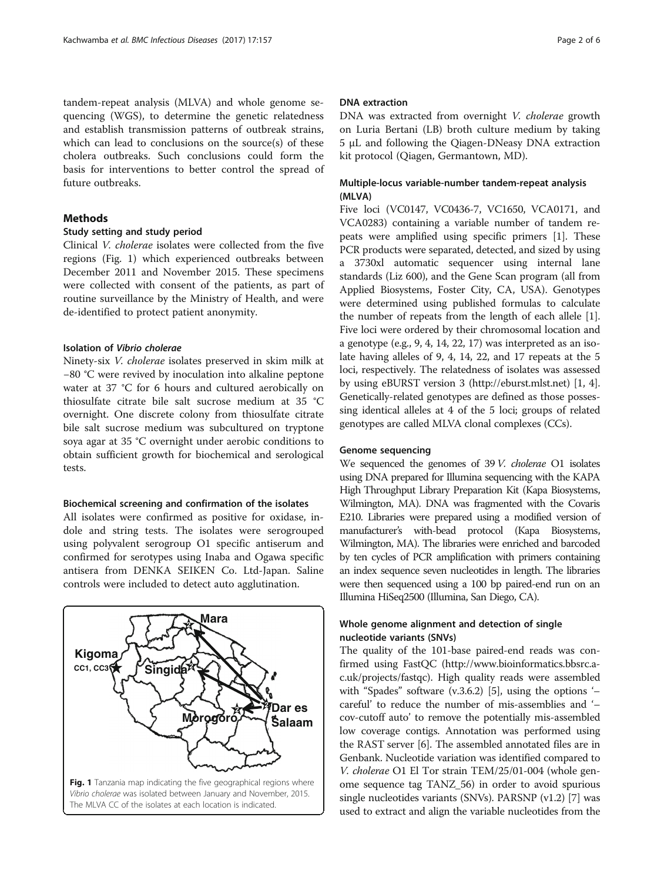tandem-repeat analysis (MLVA) and whole genome sequencing (WGS), to determine the genetic relatedness and establish transmission patterns of outbreak strains, which can lead to conclusions on the source(s) of these cholera outbreaks. Such conclusions could form the basis for interventions to better control the spread of future outbreaks.

## Methods

### Study setting and study period

Clinical *V. cholerae* isolates were collected from the five regions (Fig. 1) which experienced outbreaks between December 2011 and November 2015. These specimens were collected with consent of the patients, as part of routine surveillance by the Ministry of Health, and were de-identified to protect patient anonymity.

### Isolation of *Vibrio cholerae*

Ninety-six *V. cholerae* isolates preserved in skim milk at −80 °C were revived by inoculation into alkaline peptone water at 37 °C for 6 hours and cultured aerobically on thiosulfate citrate bile salt sucrose medium at 35 °C overnight. One discrete colony from thiosulfate citrate bile salt sucrose medium was subcultured on tryptone soya agar at 35 °C overnight under aerobic conditions to obtain sufficient growth for biochemical and serological tests.

### Biochemical screening and confirmation of the isolates

All isolates were confirmed as positive for oxidase, indole and string tests. The isolates were serogrouped using polyvalent serogroup O1 specific antiserum and confirmed for serotypes using Inaba and Ogawa specific antisera from DENKA SEIKEN Co. Ltd-Japan. Saline controls were included to detect auto agglutination.

**Fig. 1** Tanzania map indicating the five geographical regions where *Vibrio cholerae* was isolated between January and November, 2015. The MLVA CC of the isolates at each location is indicated.

### DNA extraction

DNA was extracted from overnight *V. cholerae* growth on Luria Bertani (LB) broth culture medium by taking 5 μL and following the Qiagen-DNeasy DNA extraction kit protocol (Qiagen, Germantown, MD).

### Multiple-locus variable-number tandem-repeat analysis (MLVA)

Five loci (VC0147, VC0436-7, VC1650, VCA0171, and VCA0283) containing a variable number of tandem repeats were amplified using specific primers [1]. These PCR products were separated, detected, and sized by using a 3730xl automatic sequencer using internal lane standards (Liz 600), and the Gene Scan program (all from Applied Biosystems, Foster City, CA, USA). Genotypes were determined using published formulas to calculate the number of repeats from the length of each allele [1]. Five loci were ordered by their chromosomal location and a genotype (e.g., 9, 4, 14, 22, 17) was interpreted as an isolate having alleles of 9, 4, 14, 22, and 17 repeats at the 5 loci, respectively. The relatedness of isolates was assessed by using eBURST version 3 (http://eburst.mlst.net) [1, 4]. Genetically-related genotypes are defined as those possessing identical alleles at 4 of the 5 loci; groups of related genotypes are called MLVA clonal complexes (CCs).

### Genome sequencing

We sequenced the genomes of 39 *V. cholerae* O1 isolates using DNA prepared for Illumina sequencing with the KAPA High Throughput Library Preparation Kit (Kapa Biosystems, Wilmington, MA). DNA was fragmented with the Covaris E210. Libraries were prepared using a modified version of manufacturer's with-bead protocol (Kapa Biosystems, Wilmington, MA). The libraries were enriched and barcoded by ten cycles of PCR amplification with primers containing an index sequence seven nucleotides in length. The libraries were then sequenced using a 100 bp paired-end run on an Illumina HiSeq2500 (Illumina, San Diego, CA).

### Whole genome alignment and detection of single nucleotide variants (SNVs)

The quality of the 101-base paired-end reads was confirmed using FastQC (http://www.bioinformatics.bbsrc.ac.uk/projects/fastqc). High quality reads were assembled with "Spades" software (v.3.6.2) [5], using the options '–careful' to reduce the number of mis-assemblies and '–cov-cutoff auto' to remove the potentially mis-assembled low coverage contigs. Annotation was performed using the RAST server [6]. The assembled annotated files are in Genbank. Nucleotide variation was identified compared to *V. cholerae* O1 El Tor strain TEM/25/01-004 (whole genome sequence tag TANZ_56) in order to avoid spurious single nucleotides variants (SNVs). PARSNP (v1.2) [7] was used to extract and align the variable nucleotides from the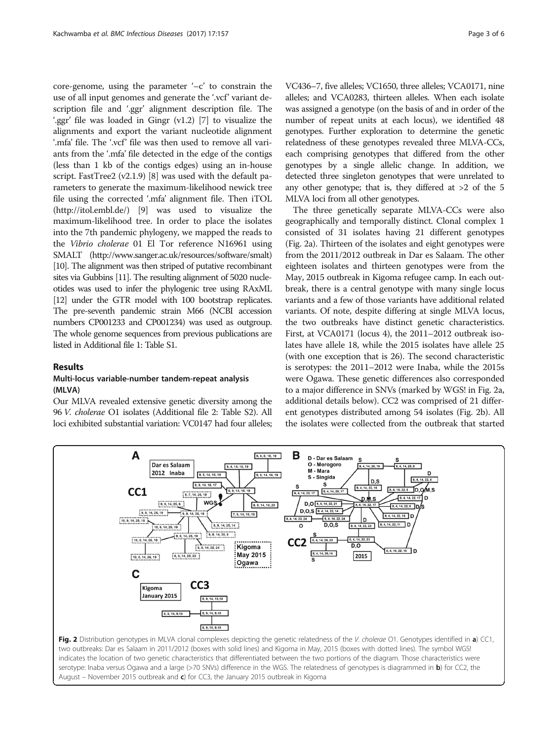core-genome, using the parameter '–c' to constrain the use of all input genomes and generate the '.vcf' variant description file and '.ggr' alignment description file. The '.ggr' file was loaded in Gingr (v1.2) [7] to visualize the alignments and export the variant nucleotide alignment '.mfa' file. The '.vcf' file was then used to remove all variants from the '.mfa' file detected in the edge of the contigs (less than 1 kb of the contigs edges) using an in-house script. FastTree2 (v2.1.9) [8] was used with the default parameters to generate the maximum-likelihood newick tree file using the corrected '.mfa' alignment file. Then iTOL (http://itol.embl.de/) [9] was used to visualize the maximum-likelihood tree. In order to place the isolates into the 7th pandemic phylogeny, we mapped the reads to the *Vibrio cholerae* 01 El Tor reference N16961 using SMALT (http://www.sanger.ac.uk/resources/software/smalt) [10]. The alignment was then striped of putative recombinant sites via Gubbins [11]. The resulting alignment of 5020 nucleotides was used to infer the phylogenic tree using RAxML [12] under the GTR model with 100 bootstrap replicates. The pre-seventh pandemic strain M66 (NCBI accession numbers CP001233 and CP001234) was used as outgroup. The whole genome sequences from previous publications are listed in Additional file 1: Table S1.

## Results

### Multi-locus variable-number tandem-repeat analysis (MLVA)

Our MLVA revealed extensive genetic diversity among the 96 *V. cholerae* O1 isolates (Additional file 2: Table S2). All loci exhibited substantial variation: VC0147 had four alleles; VC436–7, five alleles; VC1650, three alleles; VCA0171, nine alleles; and VCA0283, thirteen alleles. When each isolate was assigned a genotype (on the basis of and in order of the number of repeat units at each locus), we identified 48 genotypes. Further exploration to determine the genetic relatedness of these genotypes revealed three MLVA-CCs, each comprising genotypes that differed from the other genotypes by a single allelic change. In addition, we detected three singleton genotypes that were unrelated to any other genotype; that is, they differed at >2 of the 5 MLVA loci from all other genotypes.

The three genetically separate MLVA-CCs were also geographically and temporally distinct. Clonal complex 1 consisted of 31 isolates having 21 different genotypes (Fig. 2a). Thirteen of the isolates and eight genotypes were from the 2011/2012 outbreak in Dar es Salaam. The other eighteen isolates and thirteen genotypes were from the May, 2015 outbreak in Kigoma refugee camp. In each outbreak, there is a central genotype with many single locus variants and a few of those variants have additional related variants. Of note, despite differing at single MLVA locus, the two outbreaks have distinct genetic characteristics. First, at VCA0171 (locus 4), the 2011–2012 outbreak isolates have allele 18, while the 2015 isolates have allele 25 (with one exception that is 26). The second characteristic is serotypes: the 2011–2012 were Inaba, while the 2015s were Ogawa. These genetic differences also corresponded to a major difference in SNVs (marked by WGS! in Fig. 2a, additional details below). CC2 was comprised of 21 different genotypes distributed among 54 isolates (Fig. 2b). All the isolates were collected from the outbreak that started

Fig. 2 Distribution genotypes in MLVA clonal complexes depicting the genetic relatedness of the *V. cholerae* O1. Genotypes identified in **a**) CC1, two outbreaks: Dar es Salaam in 2011/2012 (boxes with solid lines) and Kigoma in May, 2015 (boxes with dotted lines). The symbol WGS! indicates the location of two genetic characteristics that differentiated between the two portions of the diagram. Those characteristics were serotype: Inaba versus Ogawa and a large (>70 SNVs) difference in the WGS. The relatedness of genotypes is diagrammed in **b**) for CC2, the August – November 2015 outbreak and **c**) for CC3, the January 2015 outbreak in Kigoma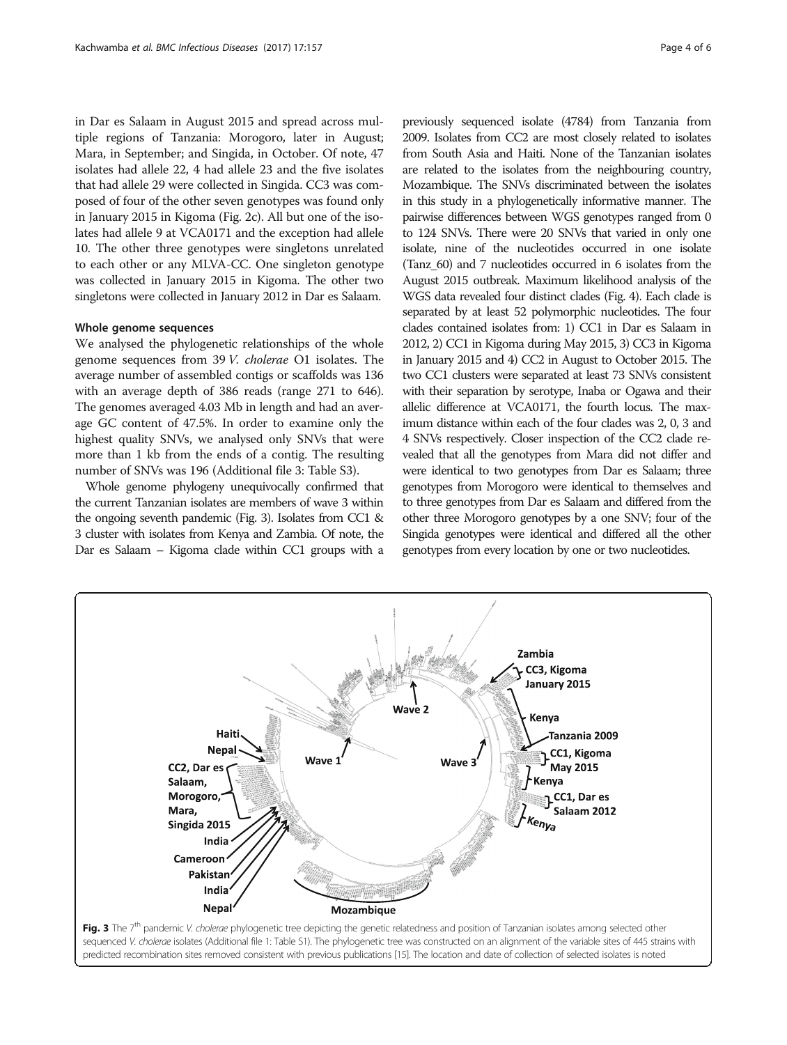in Dar es Salaam in August 2015 and spread across multiple regions of Tanzania: Morogoro, later in August; Mara, in September; and Singida, in October. Of note, 47 isolates had allele 22, 4 had allele 23 and the five isolates that had allele 29 were collected in Singida. CC3 was composed of four of the other seven genotypes was found only in January 2015 in Kigoma (Fig. 2c). All but one of the isolates had allele 9 at VCA0171 and the exception had allele 10. The other three genotypes were singletons unrelated to each other or any MLVA-CC. One singleton genotype was collected in January 2015 in Kigoma. The other two singletons were collected in January 2012 in Dar es Salaam.

### Whole genome sequences

We analysed the phylogenetic relationships of the whole genome sequences from 39 *V. cholerae* O1 isolates. The average number of assembled contigs or scaffolds was 136 with an average depth of 386 reads (range 271 to 646). The genomes averaged 4.03 Mb in length and had an average GC content of 47.5%. In order to examine only the highest quality SNVs, we analysed only SNVs that were more than 1 kb from the ends of a contig. The resulting number of SNVs was 196 (Additional file 3: Table S3).

Whole genome phylogeny unequivocally confirmed that the current Tanzanian isolates are members of wave 3 within the ongoing seventh pandemic (Fig. 3). Isolates from CC1 & 3 cluster with isolates from Kenya and Zambia. Of note, the Dar es Salaam – Kigoma clade within CC1 groups with a previously sequenced isolate (4784) from Tanzania from 2009. Isolates from CC2 are most closely related to isolates from South Asia and Haiti. None of the Tanzanian isolates are related to the isolates from the neighbouring country, Mozambique. The SNVs discriminated between the isolates in this study in a phylogenetically informative manner. The pairwise differences between WGS genotypes ranged from 0 to 124 SNVs. There were 20 SNVs that varied in only one isolate, nine of the nucleotides occurred in one isolate (Tanz_60) and 7 nucleotides occurred in 6 isolates from the August 2015 outbreak. Maximum likelihood analysis of the WGS data revealed four distinct clades (Fig. 4). Each clade is separated by at least 52 polymorphic nucleotides. The four clades contained isolates from: 1) CC1 in Dar es Salaam in 2012, 2) CC1 in Kigoma during May 2015, 3) CC3 in Kigoma in January 2015 and 4) CC2 in August to October 2015. The two CC1 clusters were separated at least 73 SNVs consistent with their separation by serotype, Inaba or Ogawa and their allelic difference at VCA0171, the fourth locus. The maximum distance within each of the four clades was 2, 0, 3 and 4 SNVs respectively. Closer inspection of the CC2 clade revealed that all the genotypes from Mara did not differ and were identical to two genotypes from Dar es Salaam; three genotypes from Morogoro were identical to themselves and to three genotypes from Dar es Salaam and differed from the other three Morogoro genotypes by a one SNV; four of the Singida genotypes were identical and differed all the other genotypes from every location by one or two nucleotides.

**Fig. 3** The 7[th] pandemic *V. cholerae* phylogenetic tree depicting the genetic relatedness and position of Tanzanian isolates among selected other sequenced *V. cholerae* isolates (Additional file 1: Table S1). The phylogenetic tree was constructed on an alignment of the variable sites of 445 strains with predicted recombination sites removed consistent with previous publications [15]. The location and date of collection of selected isolates is noted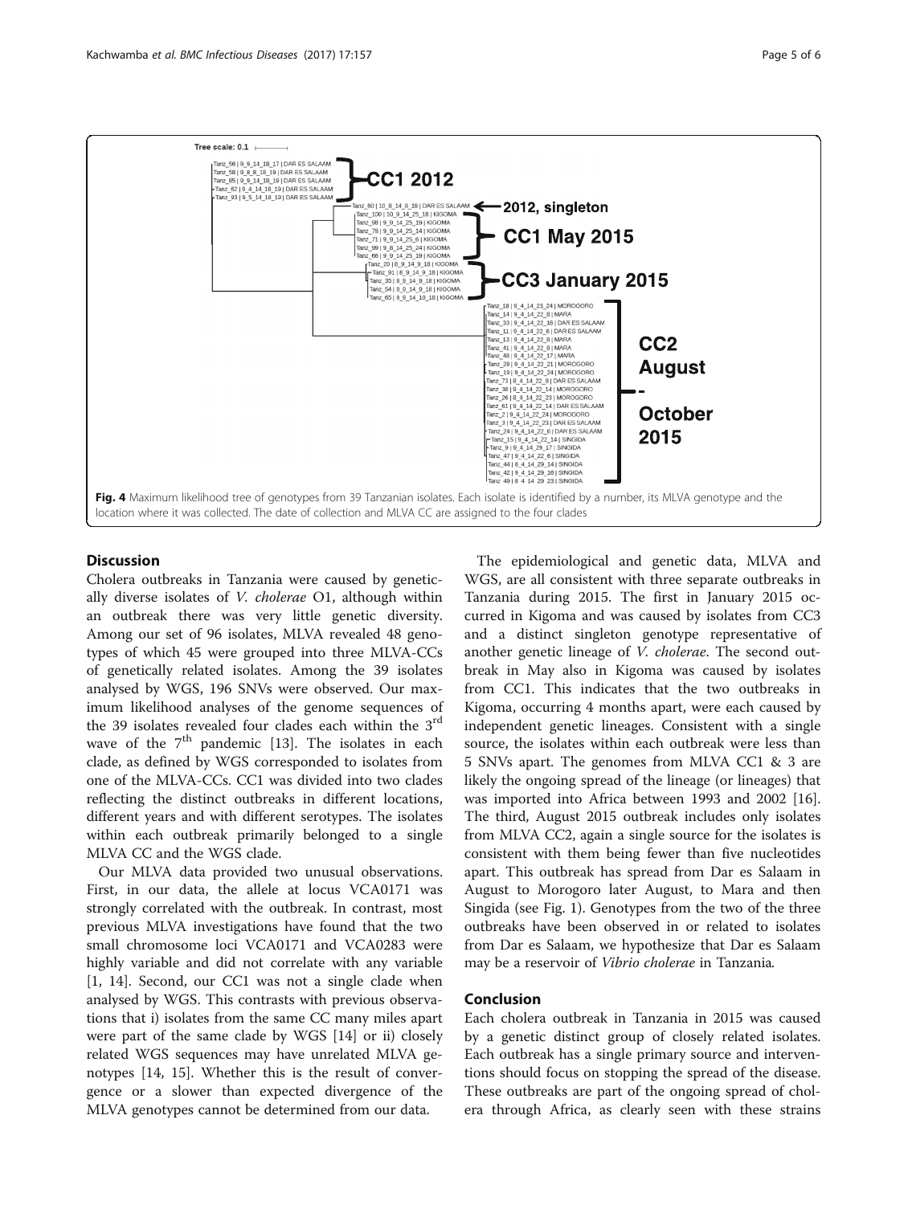**Fig. 4** Maximum likelihood tree of genotypes from 39 Tanzanian isolates. Each isolate is identified by a number, its MLVA genotype and the location where it was collected. The date of collection and MLVA CC are assigned to the four clades

## Discussion

Cholera outbreaks in Tanzania were caused by genetically diverse isolates of *V. cholerae* O1, although within an outbreak there was very little genetic diversity. Among our set of 96 isolates, MLVA revealed 48 genotypes of which 45 were grouped into three MLVA-CCs of genetically related isolates. Among the 39 isolates analysed by WGS, 196 SNVs were observed. Our maximum likelihood analyses of the genome sequences of the 39 isolates revealed four clades each within the 3rd wave of the 7th pandemic [13]. The isolates in each clade, as defined by WGS corresponded to isolates from one of the MLVA-CCs. CC1 was divided into two clades reflecting the distinct outbreaks in different locations, different years and with different serotypes. The isolates within each outbreak primarily belonged to a single MLVA CC and the WGS clade.

Our MLVA data provided two unusual observations. First, in our data, the allele at locus VCA0171 was strongly correlated with the outbreak. In contrast, most previous MLVA investigations have found that the two small chromosome loci VCA0171 and VCA0283 were highly variable and did not correlate with any variable [1, 14]. Second, our CC1 was not a single clade when analysed by WGS. This contrasts with previous observations that i) isolates from the same CC many miles apart were part of the same clade by WGS [14] or ii) closely related WGS sequences may have unrelated MLVA genotypes [14, 15]. Whether this is the result of convergence or a slower than expected divergence of the MLVA genotypes cannot be determined from our data.

The epidemiological and genetic data, MLVA and WGS, are all consistent with three separate outbreaks in Tanzania during 2015. The first in January 2015 occurred in Kigoma and was caused by isolates from CC3 and a distinct singleton genotype representative of another genetic lineage of *V. cholerae*. The second outbreak in May also in Kigoma was caused by isolates from CC1. This indicates that the two outbreaks in Kigoma, occurring 4 months apart, were each caused by independent genetic lineages. Consistent with a single source, the isolates within each outbreak were less than 5 SNVs apart. The genomes from MLVA CC1 & 3 are likely the ongoing spread of the lineage (or lineages) that was imported into Africa between 1993 and 2002 [16]. The third, August 2015 outbreak includes only isolates from MLVA CC2, again a single source for the isolates is consistent with them being fewer than five nucleotides apart. This outbreak has spread from Dar es Salaam in August to Morogoro later August, to Mara and then Singida (see Fig. 1). Genotypes from the two of the three outbreaks have been observed in or related to isolates from Dar es Salaam, we hypothesize that Dar es Salaam may be a reservoir of *Vibrio cholerae* in Tanzania.

## Conclusion

Each cholera outbreak in Tanzania in 2015 was caused by a genetic distinct group of closely related isolates. Each outbreak has a single primary source and interventions should focus on stopping the spread of the disease. These outbreaks are part of the ongoing spread of cholera through Africa, as clearly seen with these strains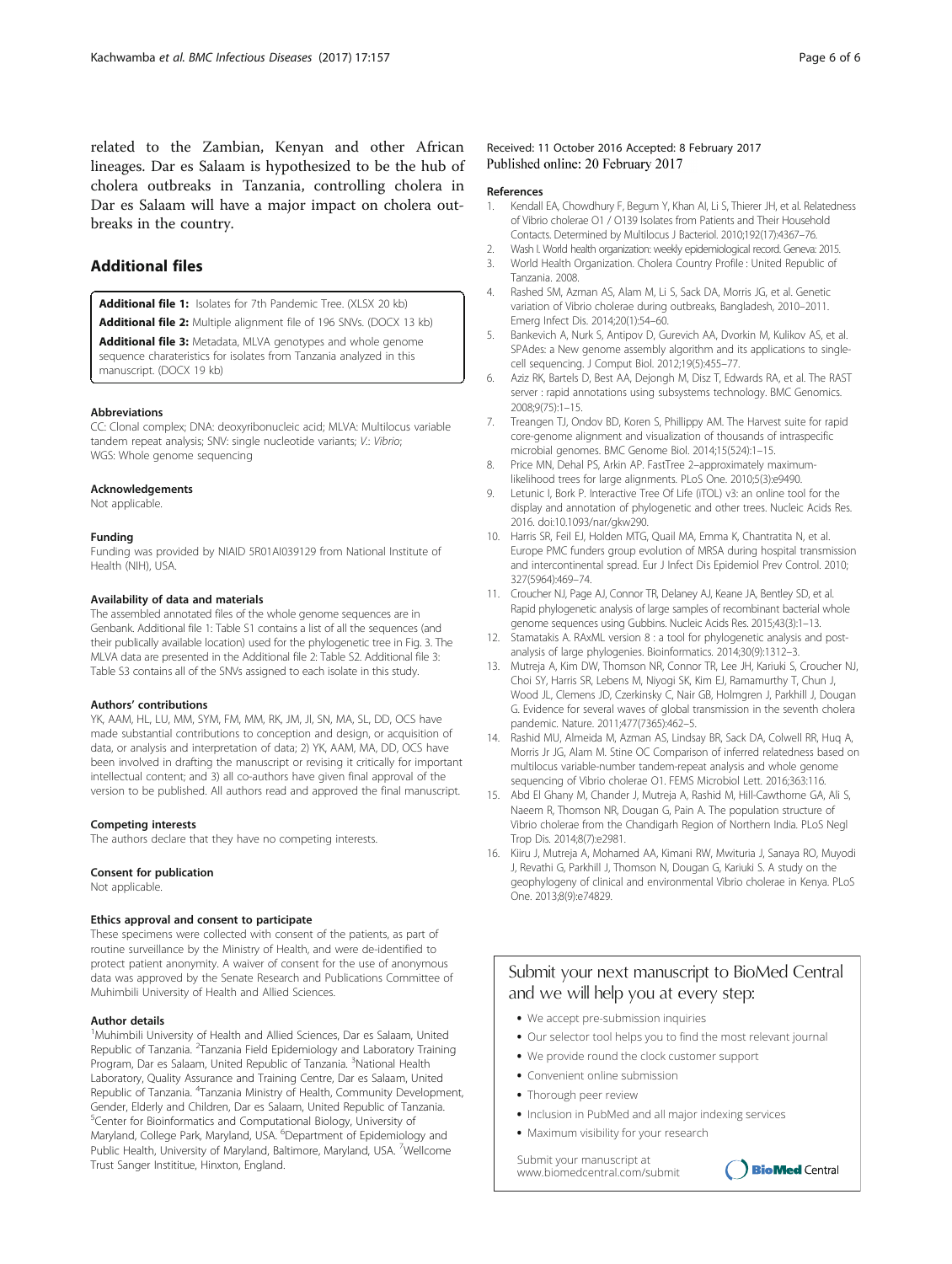related to the Zambian, Kenyan and other African lineages. Dar es Salaam is hypothesized to be the hub of cholera outbreaks in Tanzania, controlling cholera in Dar es Salaam will have a major impact on cholera outbreaks in the country.

## Additional files

**Additional file 1:** Isolates for 7th Pandemic Tree. (XLSX 20 kb)

**Additional file 2:** Multiple alignment file of 196 SNVs. (DOCX 13 kb)

**Additional file 3:** Metadata, MLVA genotypes and whole genome sequence charateristics for isolates from Tanzania analyzed in this manuscript. (DOCX 19 kb)

#### Abbreviations

CC: Clonal complex; DNA: deoxyribonucleic acid; MLVA: Multilocus variable tandem repeat analysis; SNV: single nucleotide variants; *V.*: *Vibrio*; WGS: Whole genome sequencing

#### Acknowledgements

Not applicable.

#### Funding

Funding was provided by NIAID 5R01AI039129 from National Institute of Health (NIH), USA.

#### Availability of data and materials

The assembled annotated files of the whole genome sequences are in Genbank. Additional file 1: Table S1 contains a list of all the sequences (and their publically available location) used for the phylogenetic tree in Fig. 3. The MLVA data are presented in the Additional file 2: Table S2. Additional file 3: Table S3 contains all of the SNVs assigned to each isolate in this study.

#### Authors' contributions

YK, AAM, HL, LU, MM, SYM, FM, MM, RK, JM, JI, SN, MA, SL, DD, OCS have made substantial contributions to conception and design, or acquisition of data, or analysis and interpretation of data; 2) YK, AAM, MA, DD, OCS have been involved in drafting the manuscript or revising it critically for important intellectual content; and 3) all co-authors have given final approval of the version to be published. All authors read and approved the final manuscript.

#### Competing interests

The authors declare that they have no competing interests.

#### Consent for publication

Not applicable.

#### Ethics approval and consent to participate

These specimens were collected with consent of the patients, as part of routine surveillance by the Ministry of Health, and were de-identified to protect patient anonymity. A waiver of consent for the use of anonymous data was approved by the Senate Research and Publications Committee of Muhimbili University of Health and Allied Sciences.

#### Author details

[1]Muhimbili University of Health and Allied Sciences, Dar es Salaam, United Republic of Tanzania. [2]Tanzania Field Epidemiology and Laboratory Training Program, Dar es Salaam, United Republic of Tanzania. [3]National Health Laboratory, Quality Assurance and Training Centre, Dar es Salaam, United Republic of Tanzania. [4]Tanzania Ministry of Health, Community Development, Gender, Elderly and Children, Dar es Salaam, United Republic of Tanzania. [5]Center for Bioinformatics and Computational Biology, University of Maryland, College Park, Maryland, USA. [6]Department of Epidemiology and Public Health, University of Maryland, Baltimore, Maryland, USA. [7]Wellcome Trust Sanger Instititue, Hinxton, England.

Received: 11 October 2016 Accepted: 8 February 2017
Published online: 20 February 2017

#### References

1. Kendall EA, Chowdhury F, Begum Y, Khan AI, Li S, Thierer JH, et al. Relatedness of Vibrio cholerae O1 / O139 Isolates from Patients and Their Household Contacts. Determined by Multilocus J Bacteriol. 2010;192(17):4367–76.
2. Wash I. World health organization: weekly epidemiological record. Geneva: 2015.
3. World Health Organization. Cholera Country Profile : United Republic of Tanzania. 2008.
4. Rashed SM, Azman AS, Alam M, Li S, Sack DA, Morris JG, et al. Genetic variation of Vibrio cholerae during outbreaks, Bangladesh, 2010–2011. Emerg Infect Dis. 2014;20(1):54–60.
5. Bankevich A, Nurk S, Antipov D, Gurevich AA, Dvorkin M, Kulikov AS, et al. SPAdes: a New genome assembly algorithm and its applications to single-cell sequencing. J Comput Biol. 2012;19(5):455–77.
6. Aziz RK, Bartels D, Best AA, Dejongh M, Disz T, Edwards RA, et al. The RAST server : rapid annotations using subsystems technology. BMC Genomics. 2008;9(75):1–15.
7. Treangen TJ, Ondov BD, Koren S, Phillippy AM. The Harvest suite for rapid core-genome alignment and visualization of thousands of intraspecific microbial genomes. BMC Genome Biol. 2014;15(524):1–15.
8. Price MN, Dehal PS, Arkin AP. FastTree 2–approximately maximum-likelihood trees for large alignments. PLoS One. 2010;5(3):e9490.
9. Letunic I, Bork P. Interactive Tree Of Life (iTOL) v3: an online tool for the display and annotation of phylogenetic and other trees. Nucleic Acids Res. 2016. doi:10.1093/nar/gkw290.
10. Harris SR, Feil EJ, Holden MTG, Quail MA, Emma K, Chantratita N, et al. Europe PMC funders group evolution of MRSA during hospital transmission and intercontinental spread. Eur J Infect Dis Epidemiol Prev Control. 2010; 327(5964):469–74.
11. Croucher NJ, Page AJ, Connor TR, Delaney AJ, Keane JA, Bentley SD, et al. Rapid phylogenetic analysis of large samples of recombinant bacterial whole genome sequences using Gubbins. Nucleic Acids Res. 2015;43(3):1–13.
12. Stamatakis A. RAxML version 8 : a tool for phylogenetic analysis and post-analysis of large phylogenies. Bioinformatics. 2014;30(9):1312–3.
13. Mutreja A, Kim DW, Thomson NR, Connor TR, Lee JH, Kariuki S, Croucher NJ, Choi SY, Harris SR, Lebens M, Niyogi SK, Kim EJ, Ramamurthy T, Chun J, Wood JL, Clemens JD, Czerkinsky C, Nair GB, Holmgren J, Parkhill J, Dougan G. Evidence for several waves of global transmission in the seventh cholera pandemic. Nature. 2011;477(7365):462–5.
14. Rashid MU, Almeida M, Azman AS, Lindsay BR, Sack DA, Colwell RR, Huq A, Morris Jr JG, Alam M. Stine OC Comparison of inferred relatedness based on multilocus variable-number tandem-repeat analysis and whole genome sequencing of Vibrio cholerae O1. FEMS Microbiol Lett. 2016;363:116.
15. Abd El Ghany M, Chander J, Mutreja A, Rashid M, Hill-Cawthorne GA, Ali S, Naeem R, Thomson NR, Dougan G, Pain A. The population structure of Vibrio cholerae from the Chandigarh Region of Northern India. PLoS Negl Trop Dis. 2014;8(7):e2981.
16. Kiiru J, Mutreja A, Mohamed AA, Kimani RW, Mwituria J, Sanaya RO, Muyodi J, Revathi G, Parkhill J, Thomson N, Dougan G, Kariuki S. A study on the geophylogeny of clinical and environmental Vibrio cholerae in Kenya. PLoS One. 2013;8(9):e74829.